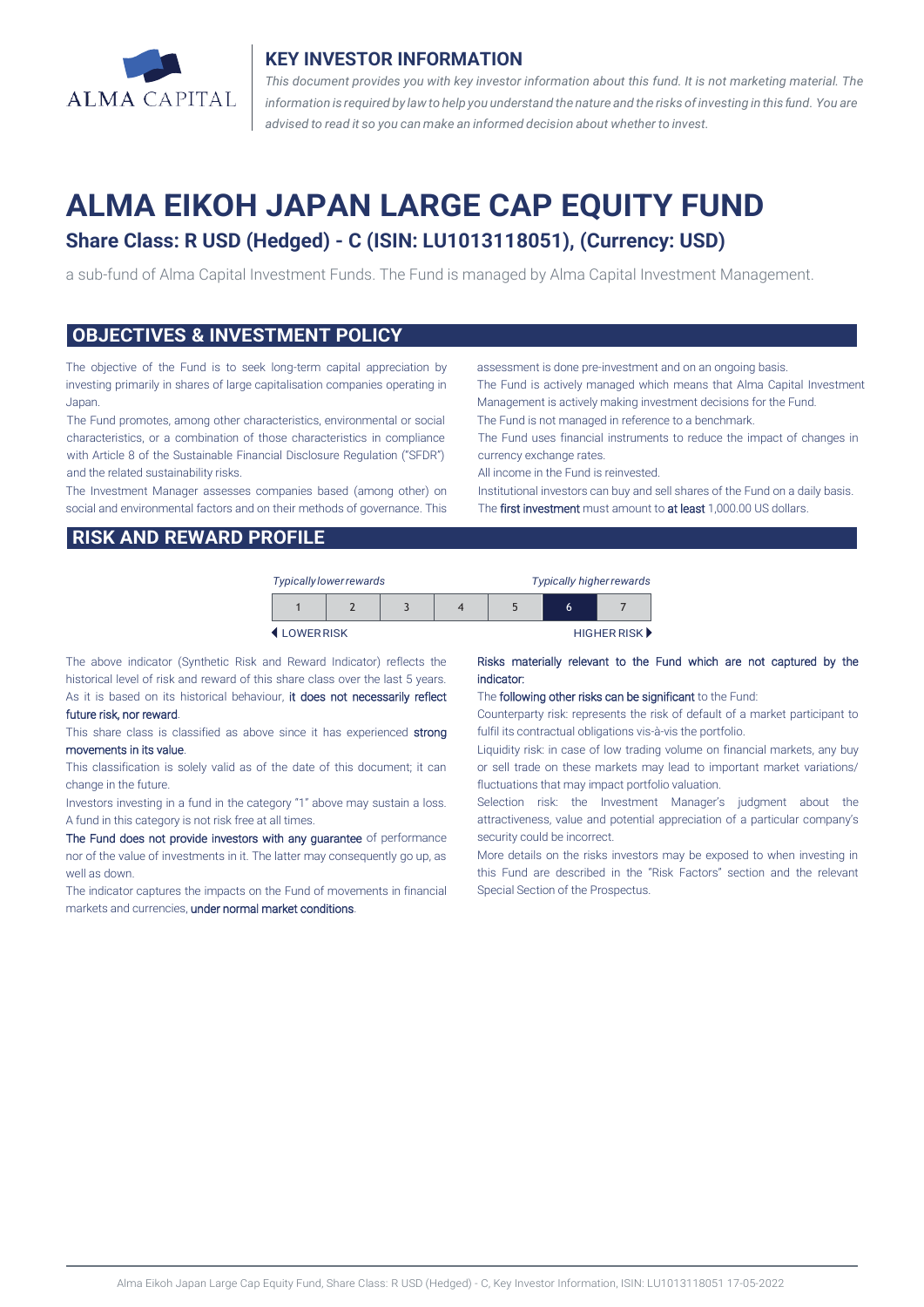ALMA CAPITAL

## KEY INVESTOR INFORMATION

*This document provides you with key investor information about this fund. It is not marketing material. The information is required by law to help you understand the nature and the risks of investing in this fund. You are advised to read it so you can make an informed decision about whether to invest.*

# ALMA EIKOH JAPAN LARGE CAP EQUITY FUND

## Share Class: R USD (Hedged) - C (ISIN: LU1013118051), (Currency: USD)

a sub-fund of Alma Capital Investment Funds. The Fund is managed by Alma Capital Investment Management.

## OBJECTIVES & INVESTMENT POLICY

The objective of the Fund is to seek long-term capital appreciation by investing primarily in shares of large capitalisation companies operating in Japan.

The Fund promotes, among other characteristics, environmental or social characteristics, or a combination of those characteristics in compliance with Article 8 of the Sustainable Financial Disclosure Regulation ("SFDR") and the related sustainability risks.

The Investment Manager assesses companies based (among other) on social and environmental factors and on their methods of governance. This assessment is done pre-investment and on an ongoing basis.

The Fund is actively managed which means that Alma Capital Investment Management is actively making investment decisions for the Fund.

The Fund is not managed in reference to a benchmark.

The Fund uses financial instruments to reduce the impact of changes in currency exchange rates.

All income in the Fund is reinvested.

Institutional investors can buy and sell shares of the Fund on a daily basis.

The first investment must amount to at least 1,000.00 US dollars.

## RISK AND REWARD PROFILE

| *Typically lower rewards* | | | | | | *Typically higher rewards* |
|---|---|---|---|---|---|---|
| 1 | 2 | 3 | 4 | 5 | **6** | 7 |
| ◀ LOWER RISK | | | | | | HIGHER RISK ▶ |

The above indicator (Synthetic Risk and Reward Indicator) reflects the historical level of risk and reward of this share class over the last 5 years. As it is based on its historical behaviour, it does not necessarily reflect future risk, nor reward.

This share class is classified as above since it has experienced strong movements in its value.

This classification is solely valid as of the date of this document; it can change in the future.

Investors investing in a fund in the category "1" above may sustain a loss. A fund in this category is not risk free at all times.

The Fund does not provide investors with any guarantee of performance nor of the value of investments in it. The latter may consequently go up, as well as down.

The indicator captures the impacts on the Fund of movements in financial markets and currencies, under normal market conditions.

Risks materially relevant to the Fund which are not captured by the indicator:

The following other risks can be significant to the Fund:

Counterparty risk: represents the risk of default of a market participant to fulfil its contractual obligations vis-à-vis the portfolio.

Liquidity risk: in case of low trading volume on financial markets, any buy or sell trade on these markets may lead to important market variations/ fluctuations that may impact portfolio valuation.

Selection risk: the Investment Manager's judgment about the attractiveness, value and potential appreciation of a particular company's security could be incorrect.

More details on the risks investors may be exposed to when investing in this Fund are described in the "Risk Factors" section and the relevant Special Section of the Prospectus.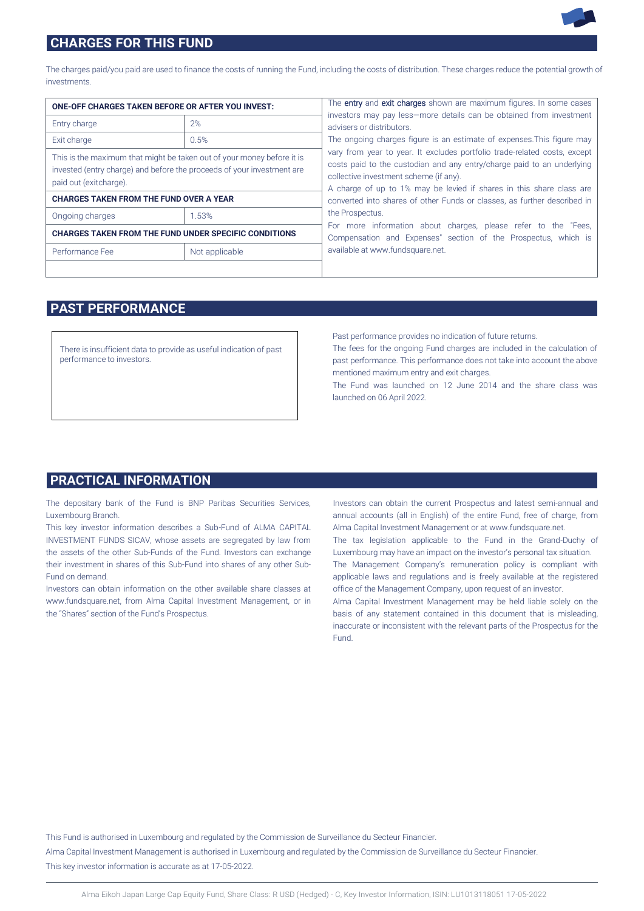## CHARGES FOR THIS FUND

The charges paid/you paid are used to finance the costs of running the Fund, including the costs of distribution. These charges reduce the potential growth of investments.

| ONE-OFF CHARGES TAKEN BEFORE OR AFTER YOU INVEST: | |
|---|---|
| Entry charge | 2% |
| Exit charge | 0.5% |
| This is the maximum that might be taken out of your money before it is invested (entry charge) and before the proceeds of your investment are paid out (exitcharge). | |
| **CHARGES TAKEN FROM THE FUND OVER A YEAR** | |
| Ongoing charges | 1.53% |
| **CHARGES TAKEN FROM THE FUND UNDER SPECIFIC CONDITIONS** | |
| Performance Fee | Not applicable |

The entry and exit charges shown are maximum figures. In some cases investors may pay less—more details can be obtained from investment advisers or distributors.

The ongoing charges figure is an estimate of expenses.This figure may vary from year to year. It excludes portfolio trade-related costs, except costs paid to the custodian and any entry/charge paid to an underlying collective investment scheme (if any).

A charge of up to 1% may be levied if shares in this share class are converted into shares of other Funds or classes, as further described in the Prospectus.

For more information about charges, please refer to the "Fees, Compensation and Expenses" section of the Prospectus, which is available at www.fundsquare.net.

## PAST PERFORMANCE

There is insufficient data to provide as useful indication of past performance to investors.

Past performance provides no indication of future returns.

The fees for the ongoing Fund charges are included in the calculation of past performance. This performance does not take into account the above mentioned maximum entry and exit charges.

The Fund was launched on 12 June 2014 and the share class was launched on 06 April 2022.

## PRACTICAL INFORMATION

The depositary bank of the Fund is BNP Paribas Securities Services, Luxembourg Branch.

This key investor information describes a Sub-Fund of ALMA CAPITAL INVESTMENT FUNDS SICAV, whose assets are segregated by law from the assets of the other Sub-Funds of the Fund. Investors can exchange their investment in shares of this Sub-Fund into shares of any other Sub-Fund on demand.

Investors can obtain information on the other available share classes at www.fundsquare.net, from Alma Capital Investment Management, or in the "Shares" section of the Fund's Prospectus.

Investors can obtain the current Prospectus and latest semi-annual and annual accounts (all in English) of the entire Fund, free of charge, from Alma Capital Investment Management or at www.fundsquare.net.

The tax legislation applicable to the Fund in the Grand-Duchy of Luxembourg may have an impact on the investor's personal tax situation.

The Management Company's remuneration policy is compliant with applicable laws and regulations and is freely available at the registered office of the Management Company, upon request of an investor.

Alma Capital Investment Management may be held liable solely on the basis of any statement contained in this document that is misleading, inaccurate or inconsistent with the relevant parts of the Prospectus for the Fund.

This Fund is authorised in Luxembourg and regulated by the Commission de Surveillance du Secteur Financier.

Alma Capital Investment Management is authorised in Luxembourg and regulated by the Commission de Surveillance du Secteur Financier.

This key investor information is accurate as at 17-05-2022.